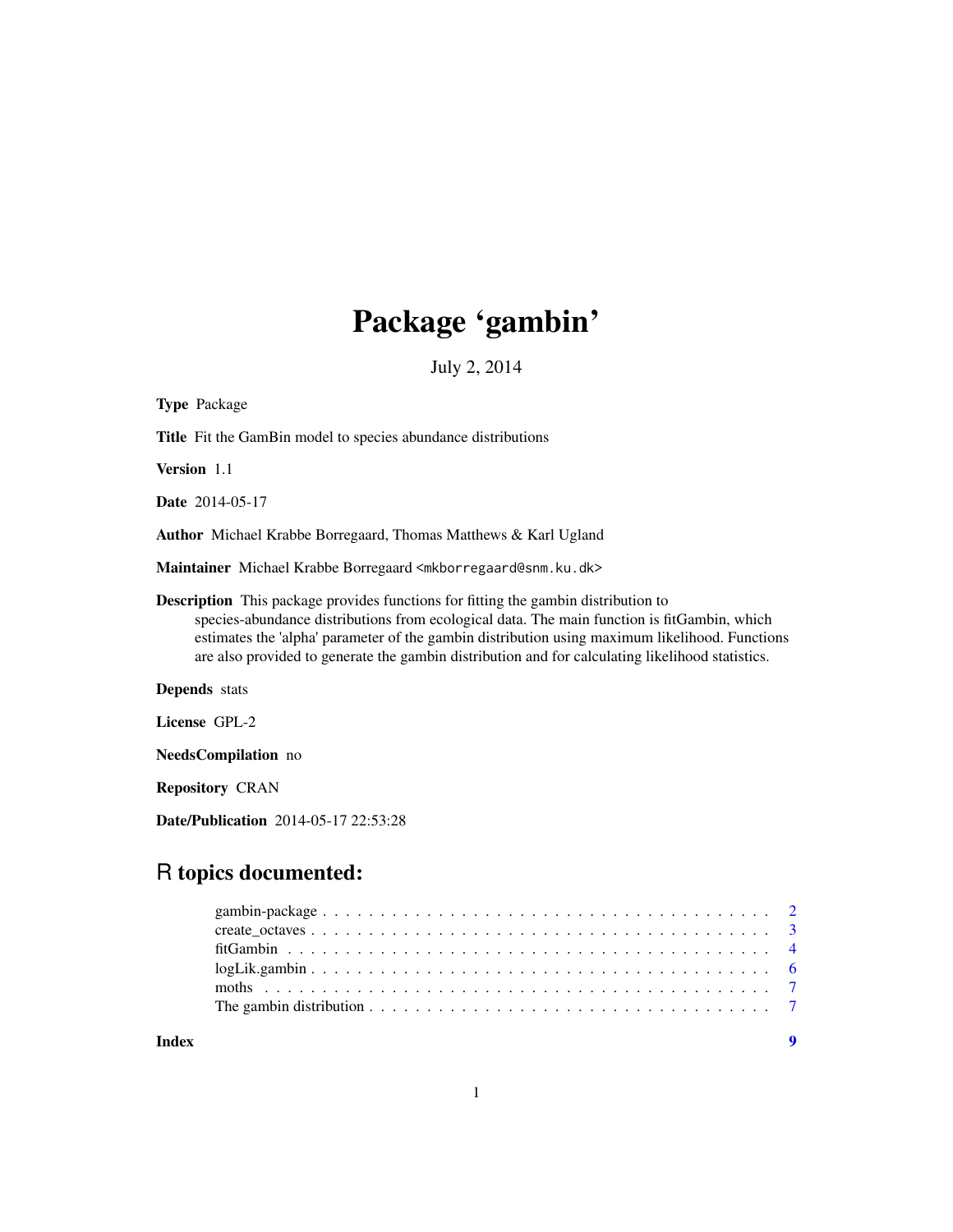# Package 'gambin'

July 2, 2014

**Type** Package

**Title** Fit the GamBin model to species abundance distributions

**Version** 1.1

**Date** 2014-05-17

**Author** Michael Krabbe Borregaard, Thomas Matthews & Karl Ugland

**Maintainer** Michael Krabbe Borregaard <mkborregaard@snm.ku.dk>

**Description** This package provides functions for fitting the gambin distribution to species-abundance distributions from ecological data. The main function is fitGambin, which estimates the 'alpha' parameter of the gambin distribution using maximum likelihood. Functions are also provided to generate the gambin distribution and for calculating likelihood statistics.

**Depends** stats

**License** GPL-2

**NeedsCompilation** no

**Repository** CRAN

**Date/Publication** 2014-05-17 22:53:28

## R topics documented:

- gambin-package . . . . . . . . . . . . . . . . . . . . . . . . . . . . . . . . . . . . . . 2
- create_octaves . . . . . . . . . . . . . . . . . . . . . . . . . . . . . . . . . . . . . . 3
- fitGambin . . . . . . . . . . . . . . . . . . . . . . . . . . . . . . . . . . . . . . 4
- logLik.gambin . . . . . . . . . . . . . . . . . . . . . . . . . . . . . . . . . . . . . . 6
- moths . . . . . . . . . . . . . . . . . . . . . . . . . . . . . . . . . . . . . . 7
- The gambin distribution . . . . . . . . . . . . . . . . . . . . . . . . . . . . . . . . 7

**Index** 9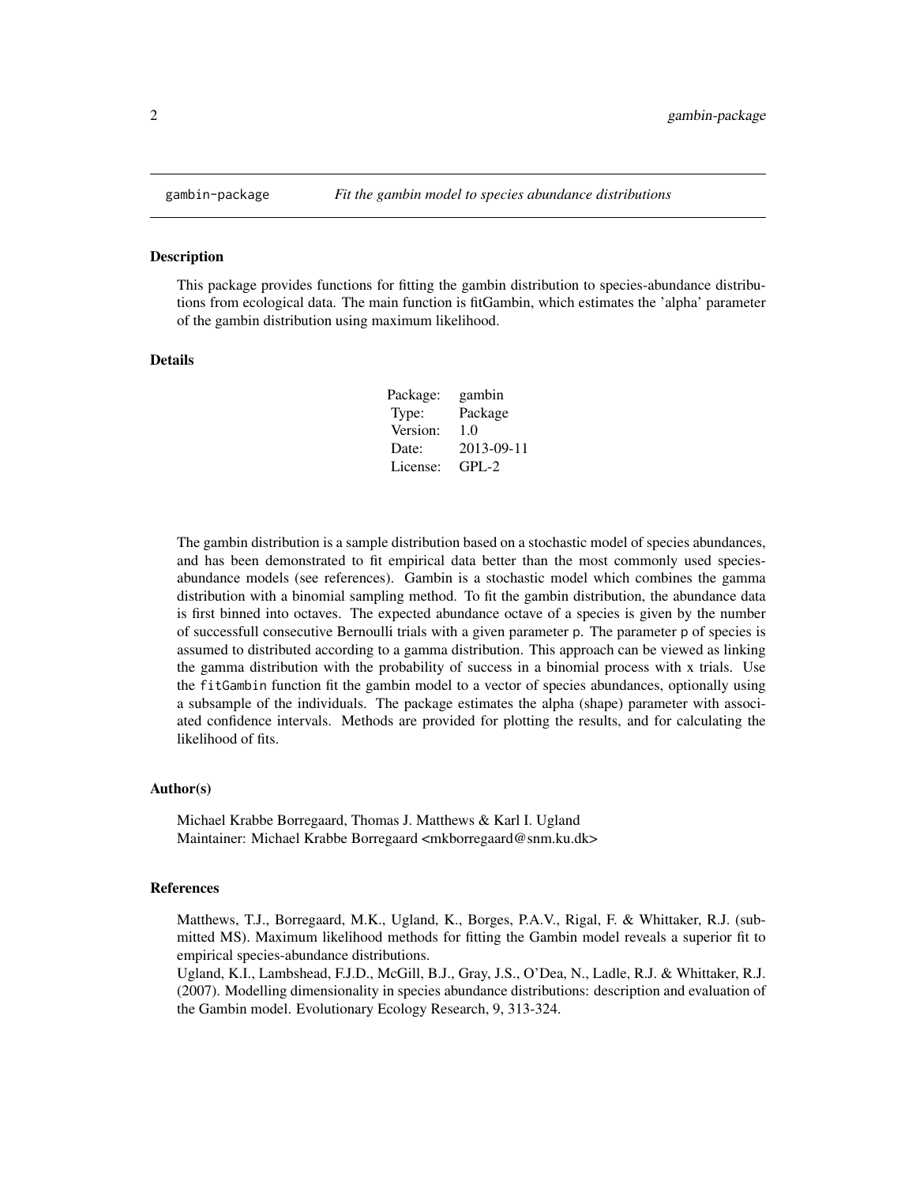gambin-package    *Fit the gambin model to species abundance distributions*

### Description

This package provides functions for fitting the gambin distribution to species-abundance distributions from ecological data. The main function is fitGambin, which estimates the 'alpha' parameter of the gambin distribution using maximum likelihood.

### Details

| | |
|---|---|
| Package: | gambin |
| Type: | Package |
| Version: | 1.0 |
| Date: | 2013-09-11 |
| License: | GPL-2 |

The gambin distribution is a sample distribution based on a stochastic model of species abundances, and has been demonstrated to fit empirical data better than the most commonly used species-abundance models (see references). Gambin is a stochastic model which combines the gamma distribution with a binomial sampling method. To fit the gambin distribution, the abundance data is first binned into octaves. The expected abundance octave of a species is given by the number of successfull consecutive Bernoulli trials with a given parameter `p`. The parameter `p` of species is assumed to distributed according to a gamma distribution. This approach can be viewed as linking the gamma distribution with the probability of success in a binomial process with x trials. Use the `fitGambin` function fit the gambin model to a vector of species abundances, optionally using a subsample of the individuals. The package estimates the alpha (shape) parameter with associated confidence intervals. Methods are provided for plotting the results, and for calculating the likelihood of fits.

### Author(s)

Michael Krabbe Borregaard, Thomas J. Matthews & Karl I. Ugland
Maintainer: Michael Krabbe Borregaard <mkborregaard@snm.ku.dk>

### References

Matthews, T.J., Borregaard, M.K., Ugland, K., Borges, P.A.V., Rigal, F. & Whittaker, R.J. (submitted MS). Maximum likelihood methods for fitting the Gambin model reveals a superior fit to empirical species-abundance distributions.
Ugland, K.I., Lambshead, F.J.D., McGill, B.J., Gray, J.S., O'Dea, N., Ladle, R.J. & Whittaker, R.J. (2007). Modelling dimensionality in species abundance distributions: description and evaluation of the Gambin model. Evolutionary Ecology Research, 9, 313-324.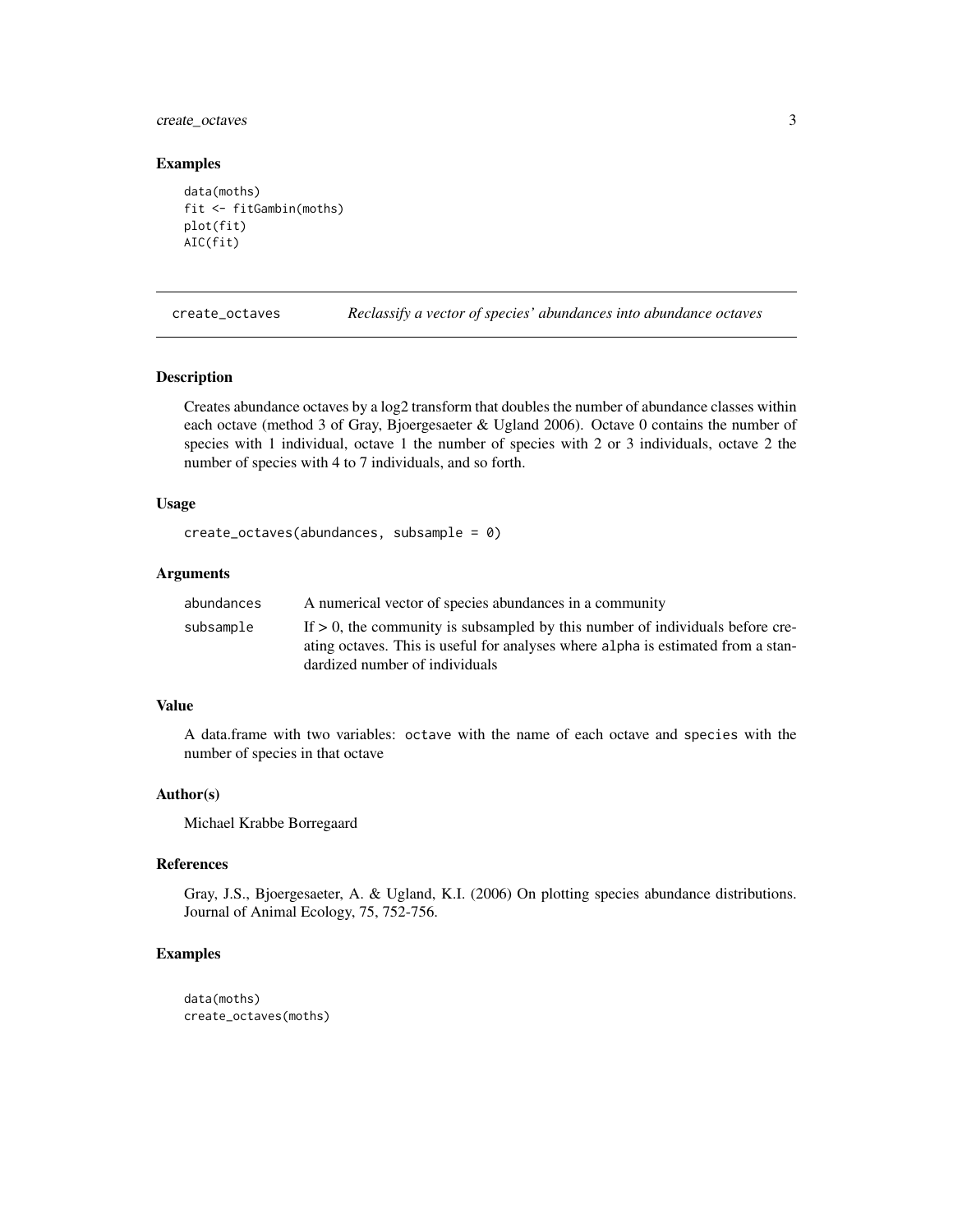## Examples

```
data(moths)
fit <- fitGambin(moths)
plot(fit)
AIC(fit)
```

---

# create_octaves — *Reclassify a vector of species' abundances into abundance octaves*

## Description

Creates abundance octaves by a log2 transform that doubles the number of abundance classes within each octave (method 3 of Gray, Bjoergesaeter & Ugland 2006). Octave 0 contains the number of species with 1 individual, octave 1 the number of species with 2 or 3 individuals, octave 2 the number of species with 4 to 7 individuals, and so forth.

## Usage

```
create_octaves(abundances, subsample = 0)
```

## Arguments

| | |
|---|---|
| `abundances` | A numerical vector of species abundances in a community |
| `subsample` | If > 0, the community is subsampled by this number of individuals before creating octaves. This is useful for analyses where `alpha` is estimated from a standardized number of individuals |

## Value

A data.frame with two variables: `octave` with the name of each octave and `species` with the number of species in that octave

## Author(s)

Michael Krabbe Borregaard

## References

Gray, J.S., Bjoergesaeter, A. & Ugland, K.I. (2006) On plotting species abundance distributions. Journal of Animal Ecology, 75, 752-756.

## Examples

```
data(moths)
create_octaves(moths)
```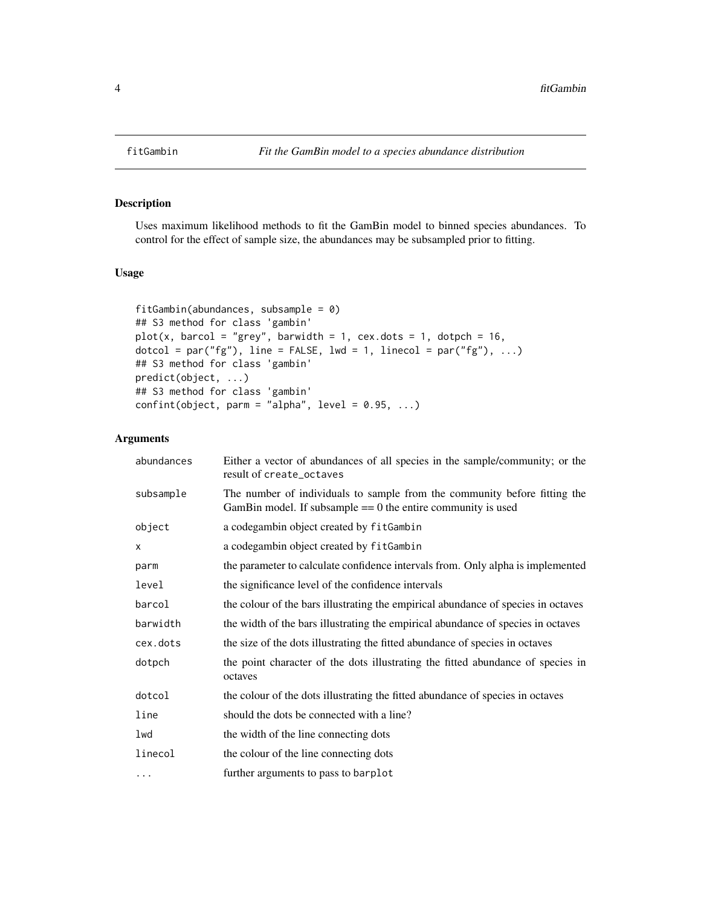fitGambin *Fit the GamBin model to a species abundance distribution*

## Description

Uses maximum likelihood methods to fit the GamBin model to binned species abundances. To control for the effect of sample size, the abundances may be subsampled prior to fitting.

## Usage

```
fitGambin(abundances, subsample = 0)
## S3 method for class 'gambin'
plot(x, barcol = "grey", barwidth = 1, cex.dots = 1, dotpch = 16,
dotcol = par("fg"), line = FALSE, lwd = 1, linecol = par("fg"), ...)
## S3 method for class 'gambin'
predict(object, ...)
## S3 method for class 'gambin'
confint(object, parm = "alpha", level = 0.95, ...)
```

## Arguments

| | |
|---|---|
| abundances | Either a vector of abundances of all species in the sample/community; or the result of create_octaves |
| subsample | The number of individuals to sample from the community before fitting the GamBin model. If subsample == 0 the entire community is used |
| object | a codegambin object created by fitGambin |
| x | a codegambin object created by fitGambin |
| parm | the parameter to calculate confidence intervals from. Only alpha is implemented |
| level | the significance level of the confidence intervals |
| barcol | the colour of the bars illustrating the empirical abundance of species in octaves |
| barwidth | the width of the bars illustrating the empirical abundance of species in octaves |
| cex.dots | the size of the dots illustrating the fitted abundance of species in octaves |
| dotpch | the point character of the dots illustrating the fitted abundance of species in octaves |
| dotcol | the colour of the dots illustrating the fitted abundance of species in octaves |
| line | should the dots be connected with a line? |
| lwd | the width of the line connecting dots |
| linecol | the colour of the line connecting dots |
| ... | further arguments to pass to barplot |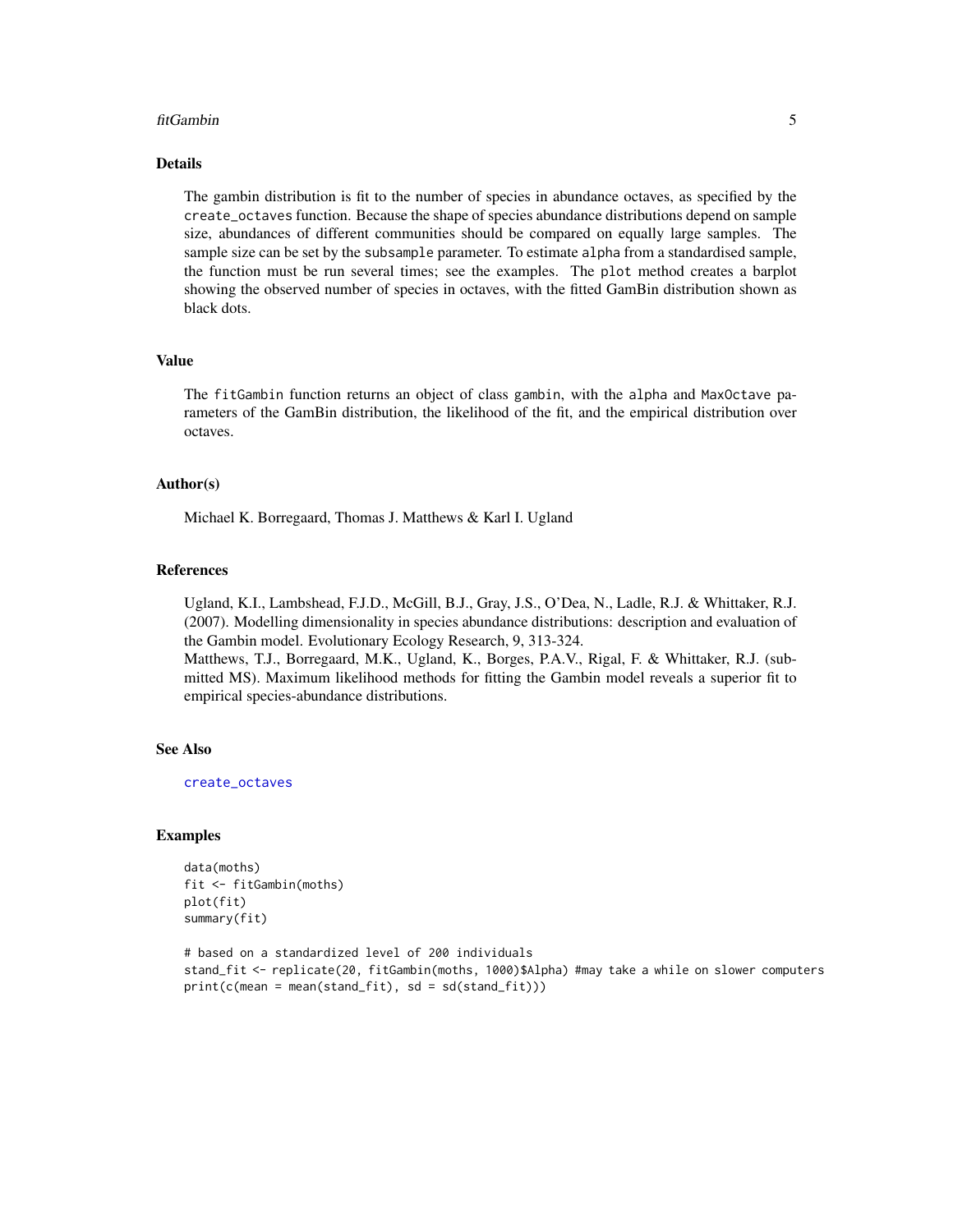## Details

The gambin distribution is fit to the number of species in abundance octaves, as specified by the `create_octaves` function. Because the shape of species abundance distributions depend on sample size, abundances of different communities should be compared on equally large samples. The sample size can be set by the `subsample` parameter. To estimate `alpha` from a standardised sample, the function must be run several times; see the examples. The `plot` method creates a barplot showing the observed number of species in octaves, with the fitted GamBin distribution shown as black dots.

## Value

The `fitGambin` function returns an object of class `gambin`, with the `alpha` and `MaxOctave` parameters of the GamBin distribution, the likelihood of the fit, and the empirical distribution over octaves.

## Author(s)

Michael K. Borregaard, Thomas J. Matthews & Karl I. Ugland

## References

Ugland, K.I., Lambshead, F.J.D., McGill, B.J., Gray, J.S., O'Dea, N., Ladle, R.J. & Whittaker, R.J. (2007). Modelling dimensionality in species abundance distributions: description and evaluation of the Gambin model. Evolutionary Ecology Research, 9, 313-324.
Matthews, T.J., Borregaard, M.K., Ugland, K., Borges, P.A.V., Rigal, F. & Whittaker, R.J. (submitted MS). Maximum likelihood methods for fitting the Gambin model reveals a superior fit to empirical species-abundance distributions.

## See Also

`create_octaves`

## Examples

```
data(moths)
fit <- fitGambin(moths)
plot(fit)
summary(fit)

# based on a standardized level of 200 individuals
stand_fit <- replicate(20, fitGambin(moths, 1000)$Alpha) #may take a while on slower computers
print(c(mean = mean(stand_fit), sd = sd(stand_fit)))
```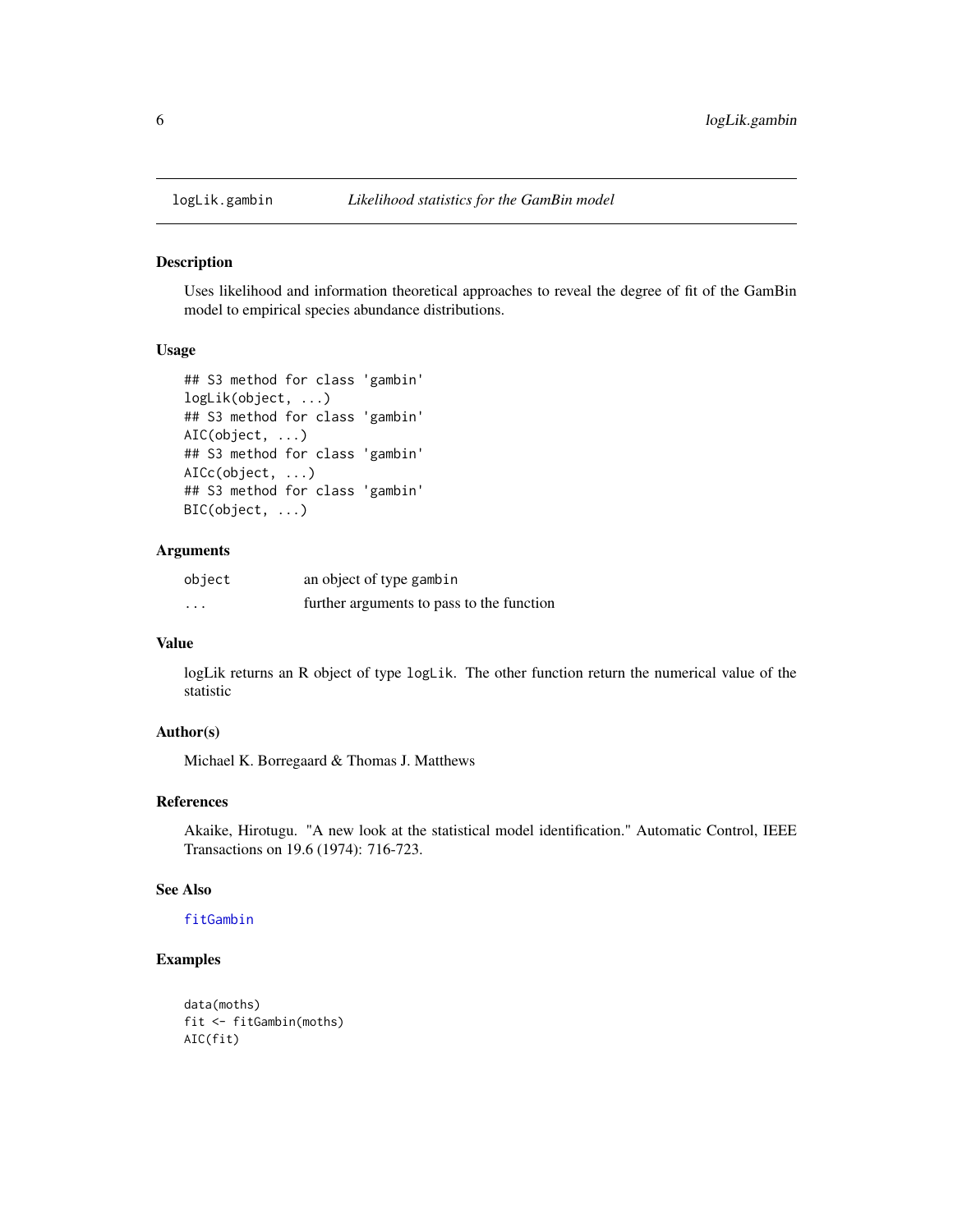# logLik.gambin — *Likelihood statistics for the GamBin model*

## Description

Uses likelihood and information theoretical approaches to reveal the degree of fit of the GamBin model to empirical species abundance distributions.

## Usage

```
## S3 method for class 'gambin'
logLik(object, ...)
## S3 method for class 'gambin'
AIC(object, ...)
## S3 method for class 'gambin'
AICc(object, ...)
## S3 method for class 'gambin'
BIC(object, ...)
```

## Arguments

| | |
|---|---|
| `object` | an object of type `gambin` |
| `...` | further arguments to pass to the function |

## Value

logLik returns an R object of type `logLik`. The other function return the numerical value of the statistic

## Author(s)

Michael K. Borregaard & Thomas J. Matthews

## References

Akaike, Hirotugu. "A new look at the statistical model identification." Automatic Control, IEEE Transactions on 19.6 (1974): 716-723.

## See Also

`fitGambin`

## Examples

```
data(moths)
fit <- fitGambin(moths)
AIC(fit)
```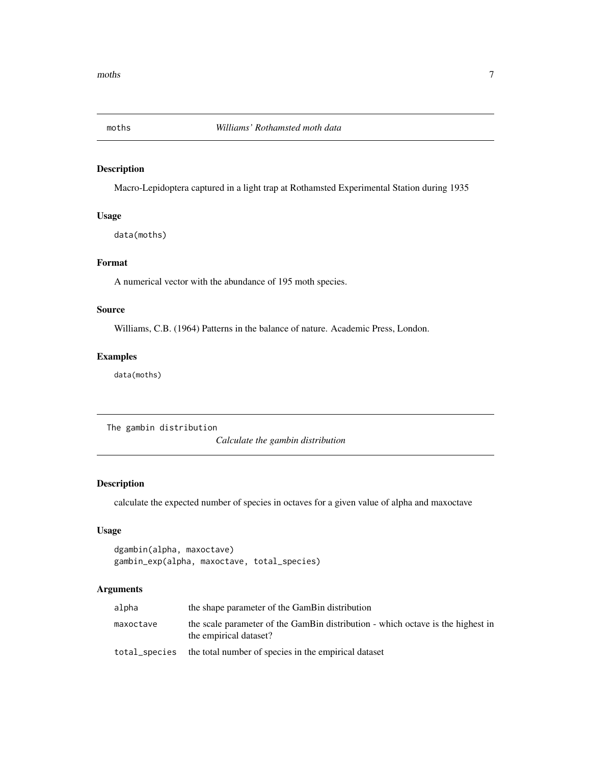## moths — *Williams' Rothamsted moth data*

### Description

Macro-Lepidoptera captured in a light trap at Rothamsted Experimental Station during 1935

### Usage

```
data(moths)
```

### Format

A numerical vector with the abundance of 195 moth species.

### Source

Williams, C.B. (1964) Patterns in the balance of nature. Academic Press, London.

### Examples

```
data(moths)
```

## The gambin distribution — *Calculate the gambin distribution*

### Description

calculate the expected number of species in octaves for a given value of alpha and maxoctave

### Usage

```
dgambin(alpha, maxoctave)
gambin_exp(alpha, maxoctave, total_species)
```

### Arguments

| | |
|---|---|
| alpha | the shape parameter of the GamBin distribution |
| maxoctave | the scale parameter of the GamBin distribution - which octave is the highest in the empirical dataset? |
| total_species | the total number of species in the empirical dataset |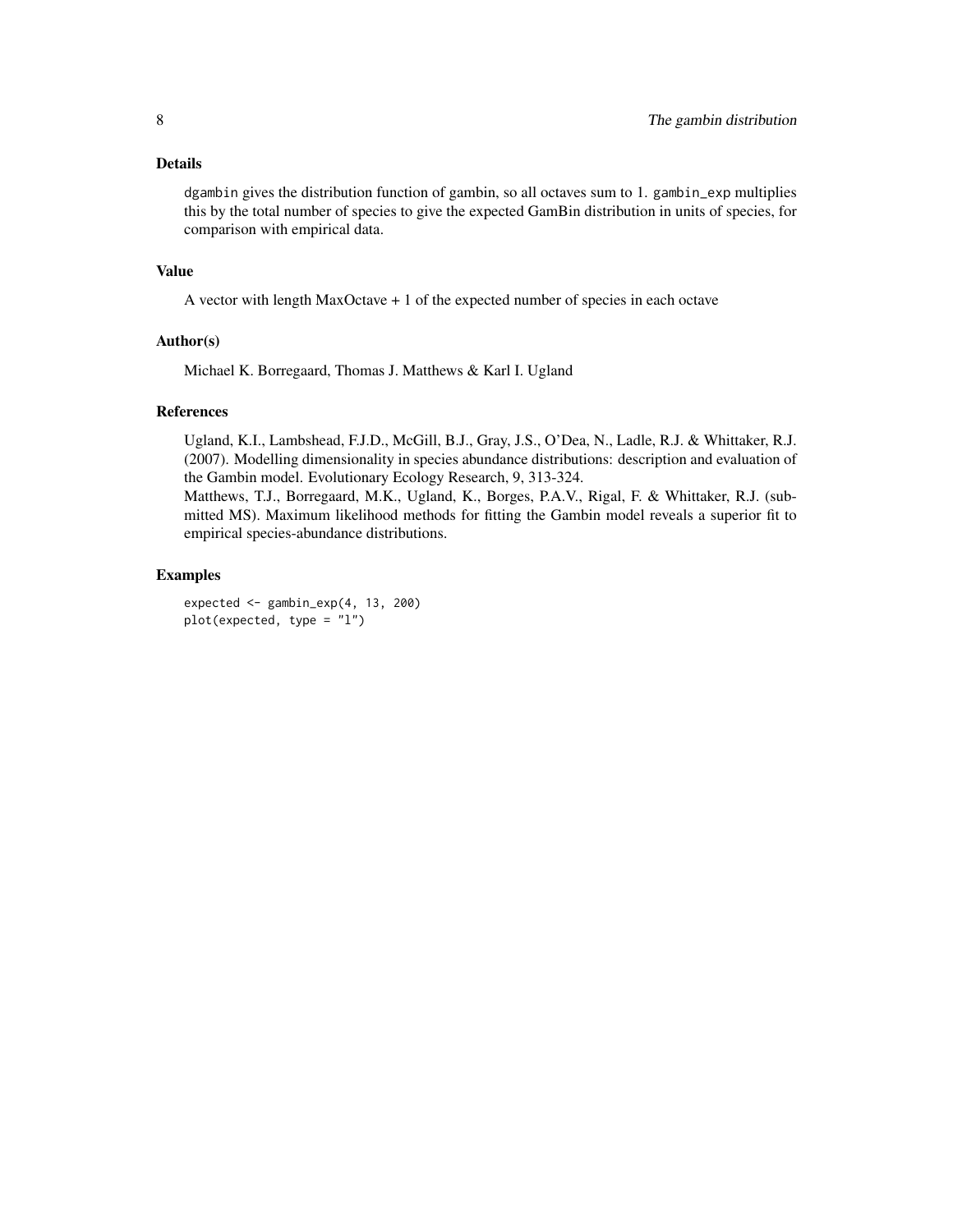## Details

`dgambin` gives the distribution function of gambin, so all octaves sum to 1. `gambin_exp` multiplies this by the total number of species to give the expected GamBin distribution in units of species, for comparison with empirical data.

## Value

A vector with length MaxOctave + 1 of the expected number of species in each octave

## Author(s)

Michael K. Borregaard, Thomas J. Matthews & Karl I. Ugland

## References

Ugland, K.I., Lambshead, F.J.D., McGill, B.J., Gray, J.S., O'Dea, N., Ladle, R.J. & Whittaker, R.J. (2007). Modelling dimensionality in species abundance distributions: description and evaluation of the Gambin model. Evolutionary Ecology Research, 9, 313-324.

Matthews, T.J., Borregaard, M.K., Ugland, K., Borges, P.A.V., Rigal, F. & Whittaker, R.J. (submitted MS). Maximum likelihood methods for fitting the Gambin model reveals a superior fit to empirical species-abundance distributions.

## Examples

```
expected <- gambin_exp(4, 13, 200)
plot(expected, type = "l")
```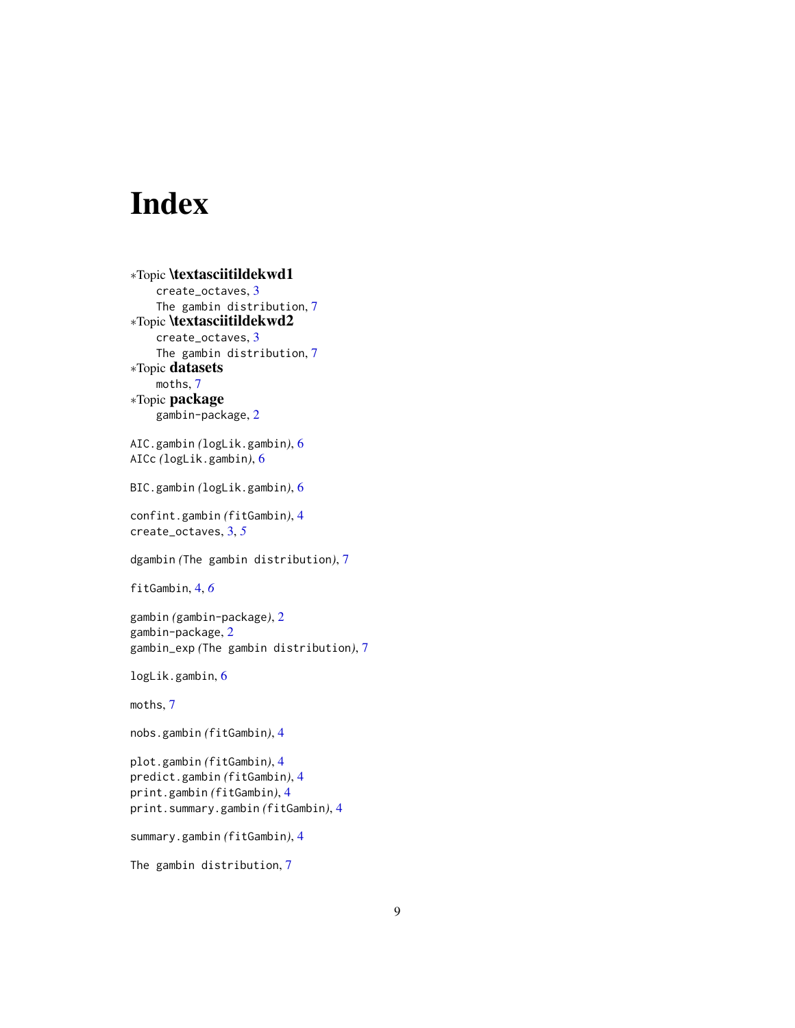# Index

∗Topic **\textasciitildekwd1**

create_octaves, 3
The gambin distribution, 7

∗Topic **\textasciitildekwd2**

create_octaves, 3
The gambin distribution, 7

∗Topic **datasets**

moths, 7

∗Topic **package**

gambin-package, 2

AIC.gambin *(*logLik.gambin*)*, 6
AICc *(*logLik.gambin*)*, 6

BIC.gambin *(*logLik.gambin*)*, 6

confint.gambin *(*fitGambin*)*, 4
create_octaves, 3, *5*

dgambin *(*The gambin distribution*)*, 7

fitGambin, 4, *6*

gambin *(*gambin-package*)*, 2
gambin-package, 2
gambin_exp *(*The gambin distribution*)*, 7

logLik.gambin, 6

moths, 7

nobs.gambin *(*fitGambin*)*, 4

plot.gambin *(*fitGambin*)*, 4
predict.gambin *(*fitGambin*)*, 4
print.gambin *(*fitGambin*)*, 4
print.summary.gambin *(*fitGambin*)*, 4

summary.gambin *(*fitGambin*)*, 4

The gambin distribution, 7